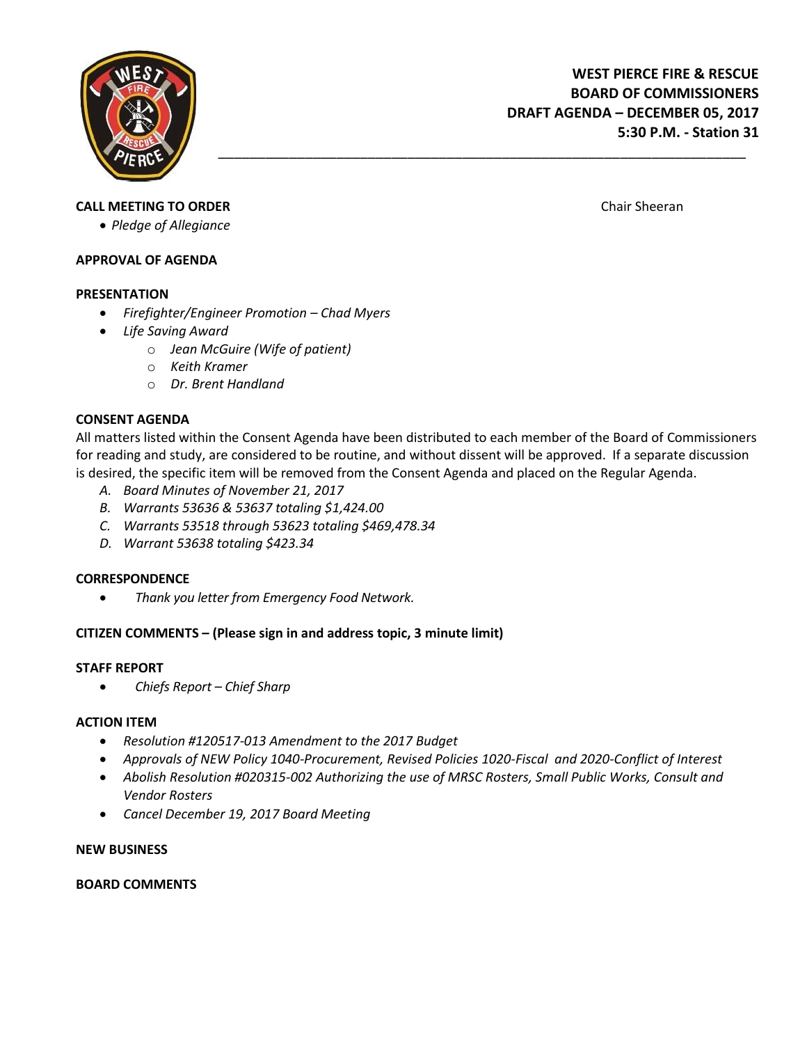# WEST PIERCE FIRE & RESCUE
## BOARD OF COMMISSIONERS
## DRAFT AGENDA – DECEMBER 05, 2017
## 5:30 P.M. - Station 31

---

**CALL MEETING TO ORDER** Chair Sheeran

- *Pledge of Allegiance*

**APPROVAL OF AGENDA**

**PRESENTATION**

- *Firefighter/Engineer Promotion – Chad Myers*
- *Life Saving Award*
  - *Jean McGuire (Wife of patient)*
  - *Keith Kramer*
  - *Dr. Brent Handland*

**CONSENT AGENDA**

All matters listed within the Consent Agenda have been distributed to each member of the Board of Commissioners for reading and study, are considered to be routine, and without dissent will be approved. If a separate discussion is desired, the specific item will be removed from the Consent Agenda and placed on the Regular Agenda.

A. *Board Minutes of November 21, 2017*
B. *Warrants 53636 & 53637 totaling $1,424.00*
C. *Warrants 53518 through 53623 totaling $469,478.34*
D. *Warrant 53638 totaling $423.34*

**CORRESPONDENCE**

- *Thank you letter from Emergency Food Network.*

**CITIZEN COMMENTS – (Please sign in and address topic, 3 minute limit)**

**STAFF REPORT**

- *Chiefs Report – Chief Sharp*

**ACTION ITEM**

- *Resolution #120517-013 Amendment to the 2017 Budget*
- *Approvals of NEW Policy 1040-Procurement, Revised Policies 1020-Fiscal and 2020-Conflict of Interest*
- *Abolish Resolution #020315-002 Authorizing the use of MRSC Rosters, Small Public Works, Consult and Vendor Rosters*
- *Cancel December 19, 2017 Board Meeting*

**NEW BUSINESS**

**BOARD COMMENTS**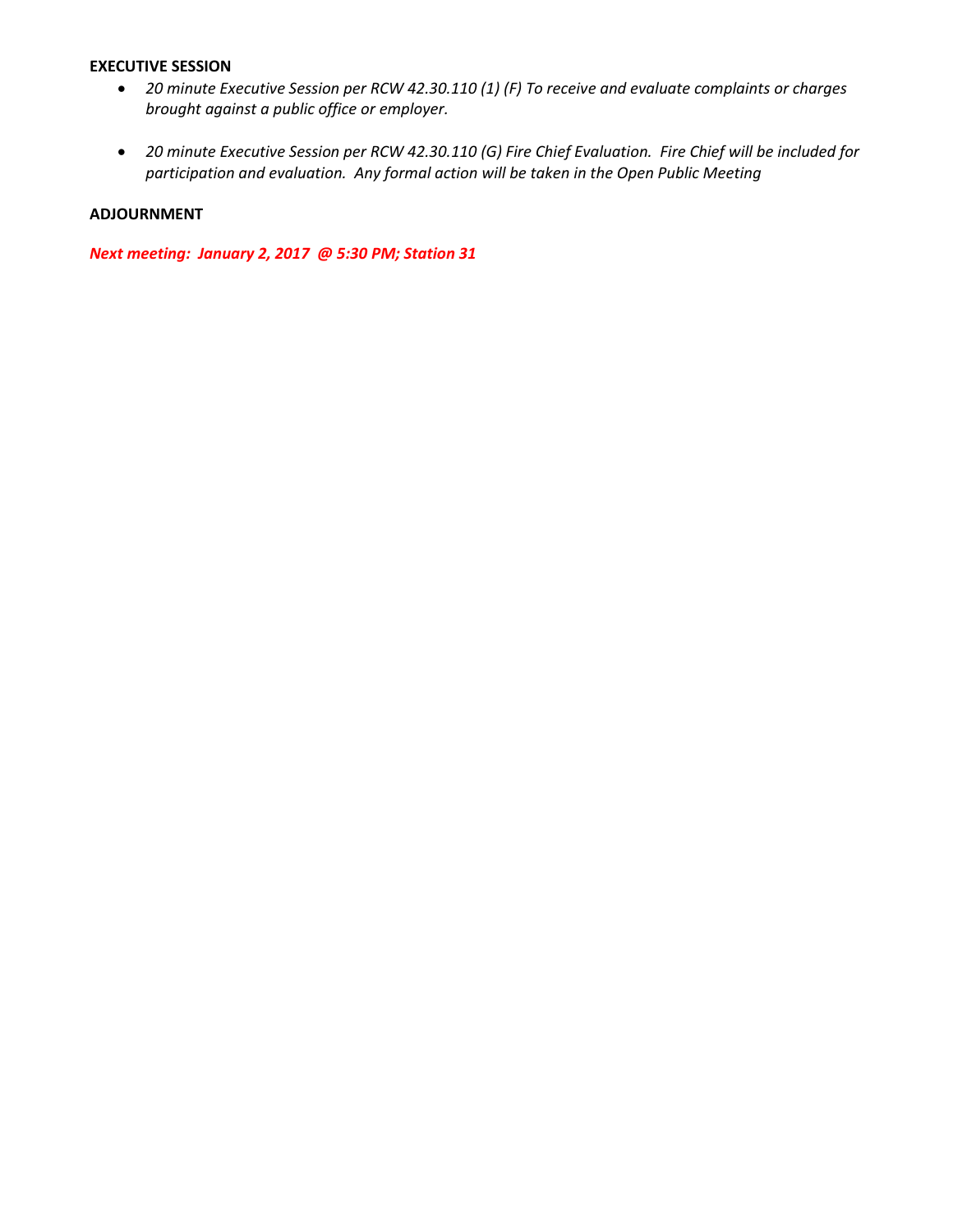**EXECUTIVE SESSION**

- *20 minute Executive Session per RCW 42.30.110 (1) (F) To receive and evaluate complaints or charges brought against a public office or employer.*
- *20 minute Executive Session per RCW 42.30.110 (G) Fire Chief Evaluation. Fire Chief will be included for participation and evaluation. Any formal action will be taken in the Open Public Meeting*

**ADJOURNMENT**

***Next meeting: January 2, 2017 @ 5:30 PM; Station 31***